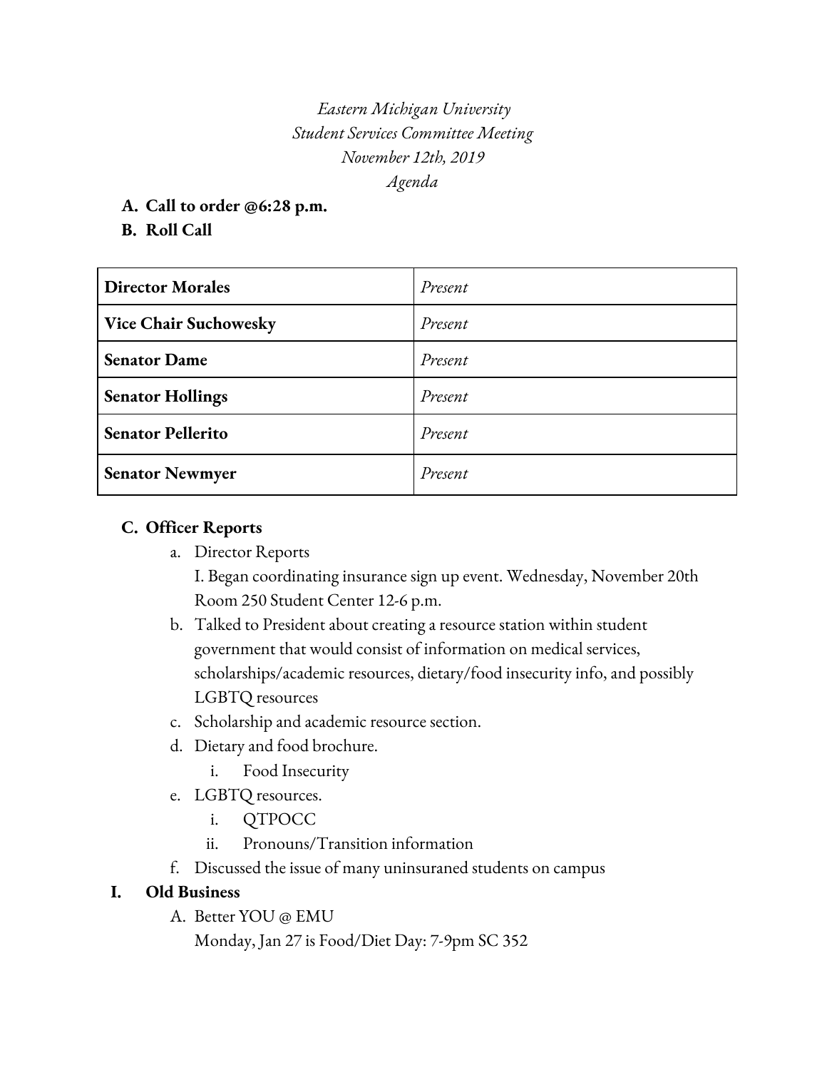*Eastern Michigan University*
*Student Services Committee Meeting*
*November 12th, 2019*
*Agenda*

**A. Call to order @6:28 p.m.**

**B. Roll Call**

| | |
|---|---|
| **Director Morales** | *Present* |
| **Vice Chair Suchowesky** | *Present* |
| **Senator Dame** | *Present* |
| **Senator Hollings** | *Present* |
| **Senator Pellerito** | *Present* |
| **Senator Newmyer** | *Present* |

**C. Officer Reports**

a. Director Reports
   I. Began coordinating insurance sign up event. Wednesday, November 20th Room 250 Student Center 12-6 p.m.

b. Talked to President about creating a resource station within student government that would consist of information on medical services, scholarships/academic resources, dietary/food insecurity info, and possibly LGBTQ resources

c. Scholarship and academic resource section.

d. Dietary and food brochure.
   i. Food Insecurity

e. LGBTQ resources.
   i. QTPOCC
   ii. Pronouns/Transition information

f. Discussed the issue of many uninsuraned students on campus

**I. Old Business**

A. Better YOU @ EMU
   Monday, Jan 27 is Food/Diet Day: 7-9pm SC 352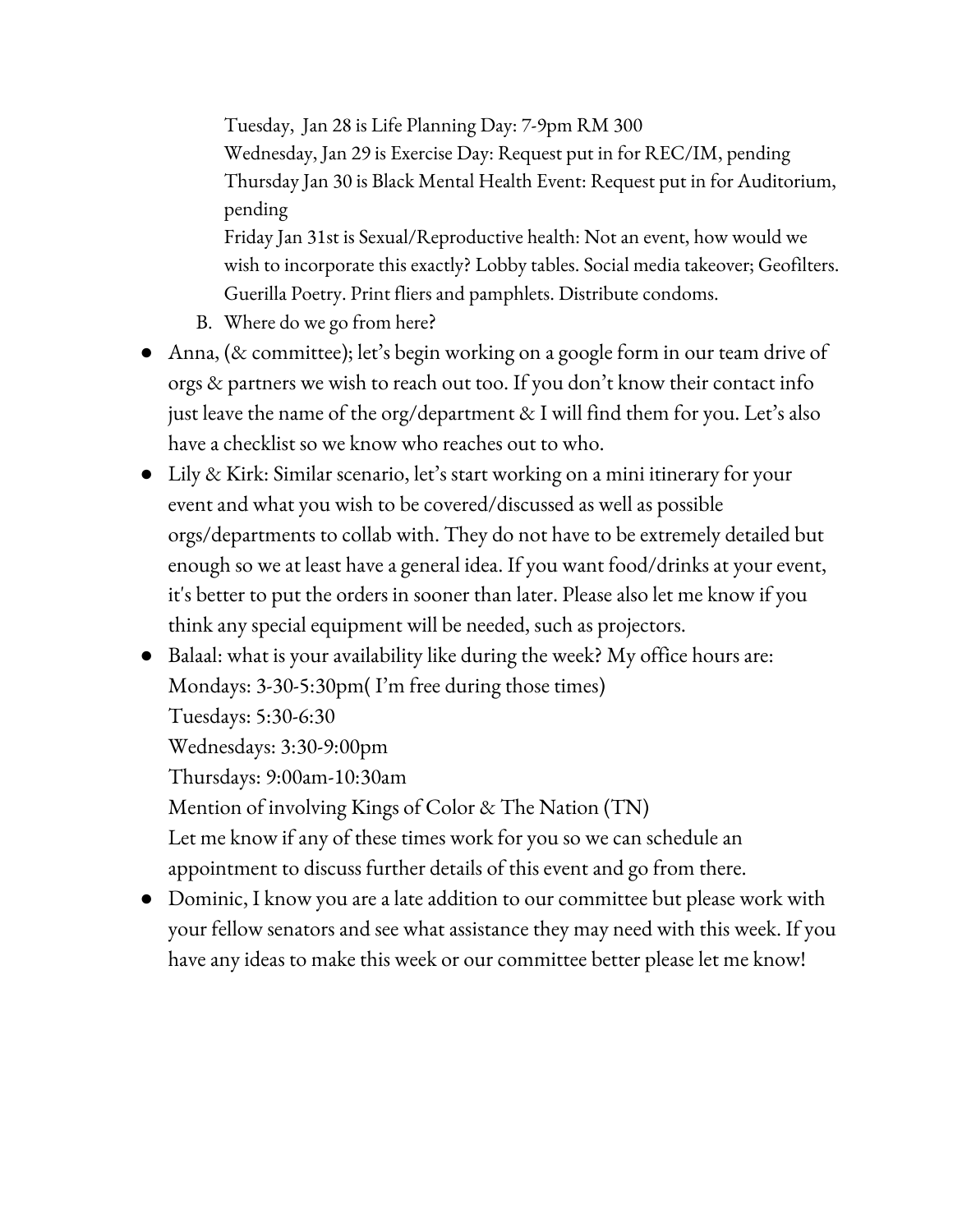Tuesday, Jan 28 is Life Planning Day: 7-9pm RM 300
Wednesday, Jan 29 is Exercise Day: Request put in for REC/IM, pending
Thursday Jan 30 is Black Mental Health Event: Request put in for Auditorium, pending
Friday Jan 31st is Sexual/Reproductive health: Not an event, how would we wish to incorporate this exactly? Lobby tables. Social media takeover; Geofilters. Guerilla Poetry. Print fliers and pamphlets. Distribute condoms.

B. Where do we go from here?

- Anna, (& committee); let's begin working on a google form in our team drive of orgs & partners we wish to reach out too. If you don't know their contact info just leave the name of the org/department & I will find them for you. Let's also have a checklist so we know who reaches out to who.
- Lily & Kirk: Similar scenario, let's start working on a mini itinerary for your event and what you wish to be covered/discussed as well as possible orgs/departments to collab with. They do not have to be extremely detailed but enough so we at least have a general idea. If you want food/drinks at your event, it's better to put the orders in sooner than later. Please also let me know if you think any special equipment will be needed, such as projectors.
- Balaal: what is your availability like during the week? My office hours are:
  Mondays: 3-30-5:30pm( I'm free during those times)
  Tuesdays: 5:30-6:30
  Wednesdays: 3:30-9:00pm
  Thursdays: 9:00am-10:30am
  Mention of involving Kings of Color & The Nation (TN)
  Let me know if any of these times work for you so we can schedule an appointment to discuss further details of this event and go from there.
- Dominic, I know you are a late addition to our committee but please work with your fellow senators and see what assistance they may need with this week. If you have any ideas to make this week or our committee better please let me know!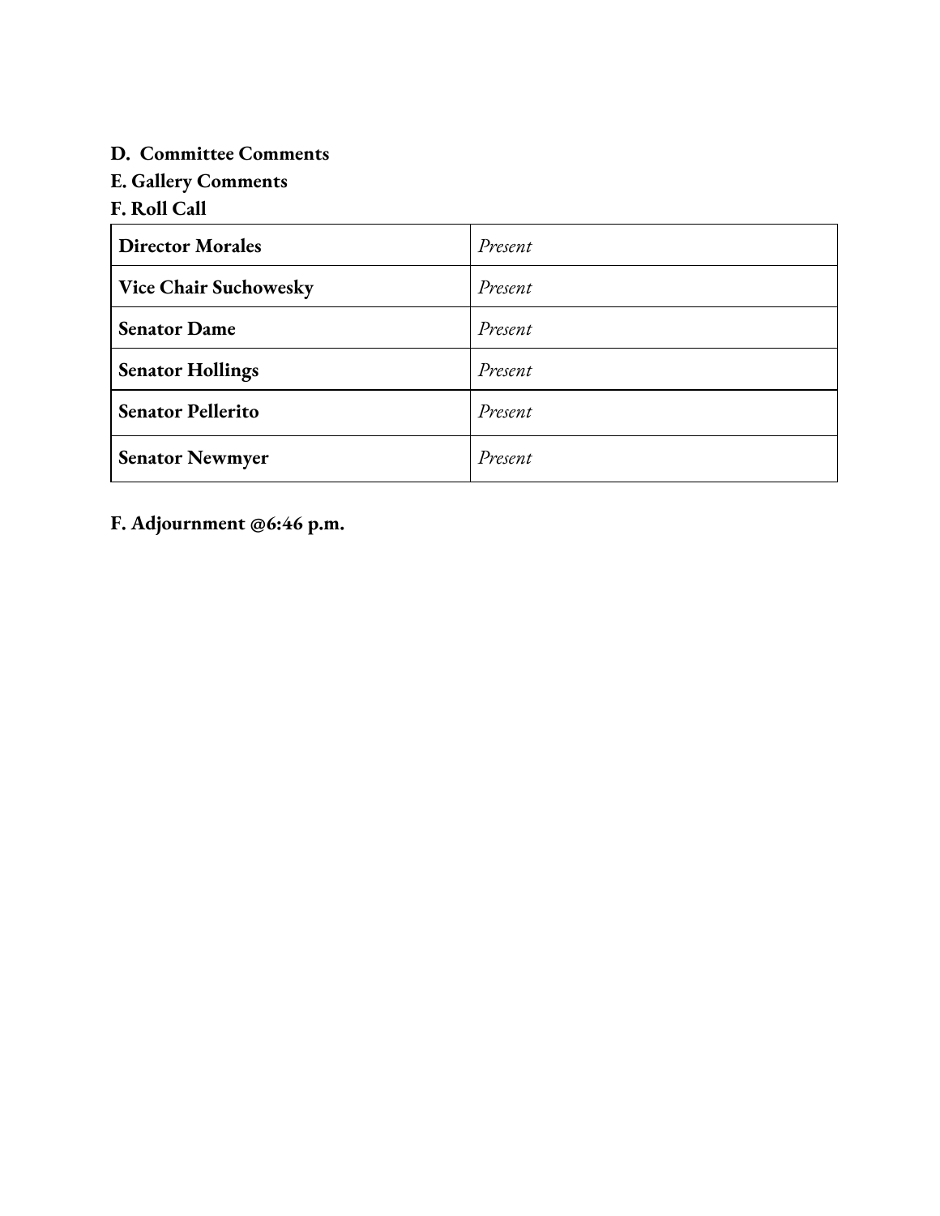**D. Committee Comments**

**E. Gallery Comments**

**F. Roll Call**

| | |
|---|---|
| **Director Morales** | *Present* |
| **Vice Chair Suchowesky** | *Present* |
| **Senator Dame** | *Present* |
| **Senator Hollings** | *Present* |
| **Senator Pellerito** | *Present* |
| **Senator Newmyer** | *Present* |

**F. Adjournment @6:46 p.m.**